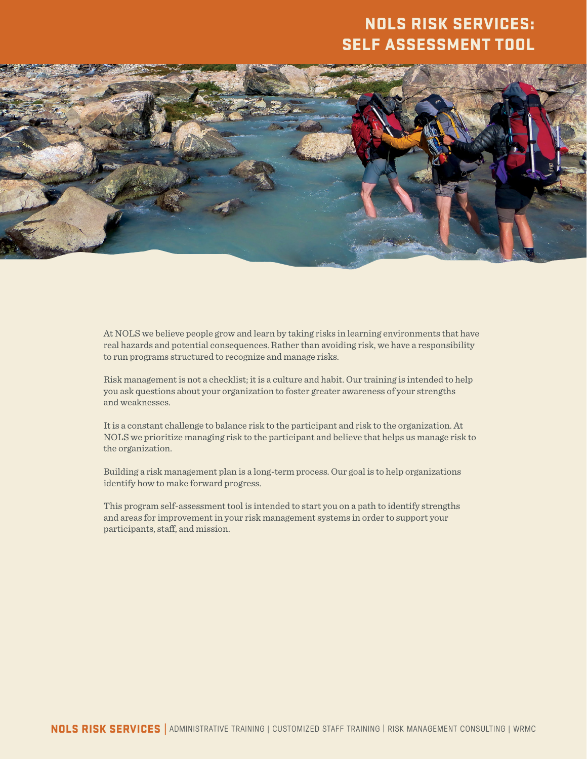# NOLS RISK SERVICES: SELF ASSESSMENT TOOL

At NOLS we believe people grow and learn by taking risks in learning environments that have real hazards and potential consequences. Rather than avoiding risk, we have a responsibility to run programs structured to recognize and manage risks.

Risk management is not a checklist; it is a culture and habit. Our training is intended to help you ask questions about your organization to foster greater awareness of your strengths and weaknesses.

It is a constant challenge to balance risk to the participant and risk to the organization. At NOLS we prioritize managing risk to the participant and believe that helps us manage risk to the organization.

Building a risk management plan is a long-term process. Our goal is to help organizations identify how to make forward progress.

This program self-assessment tool is intended to start you on a path to identify strengths and areas for improvement in your risk management systems in order to support your participants, staff, and mission.

**NOLS RISK SERVICES** | ADMINISTRATIVE TRAINING | CUSTOMIZED STAFF TRAINING | RISK MANAGEMENT CONSULTING | WRMC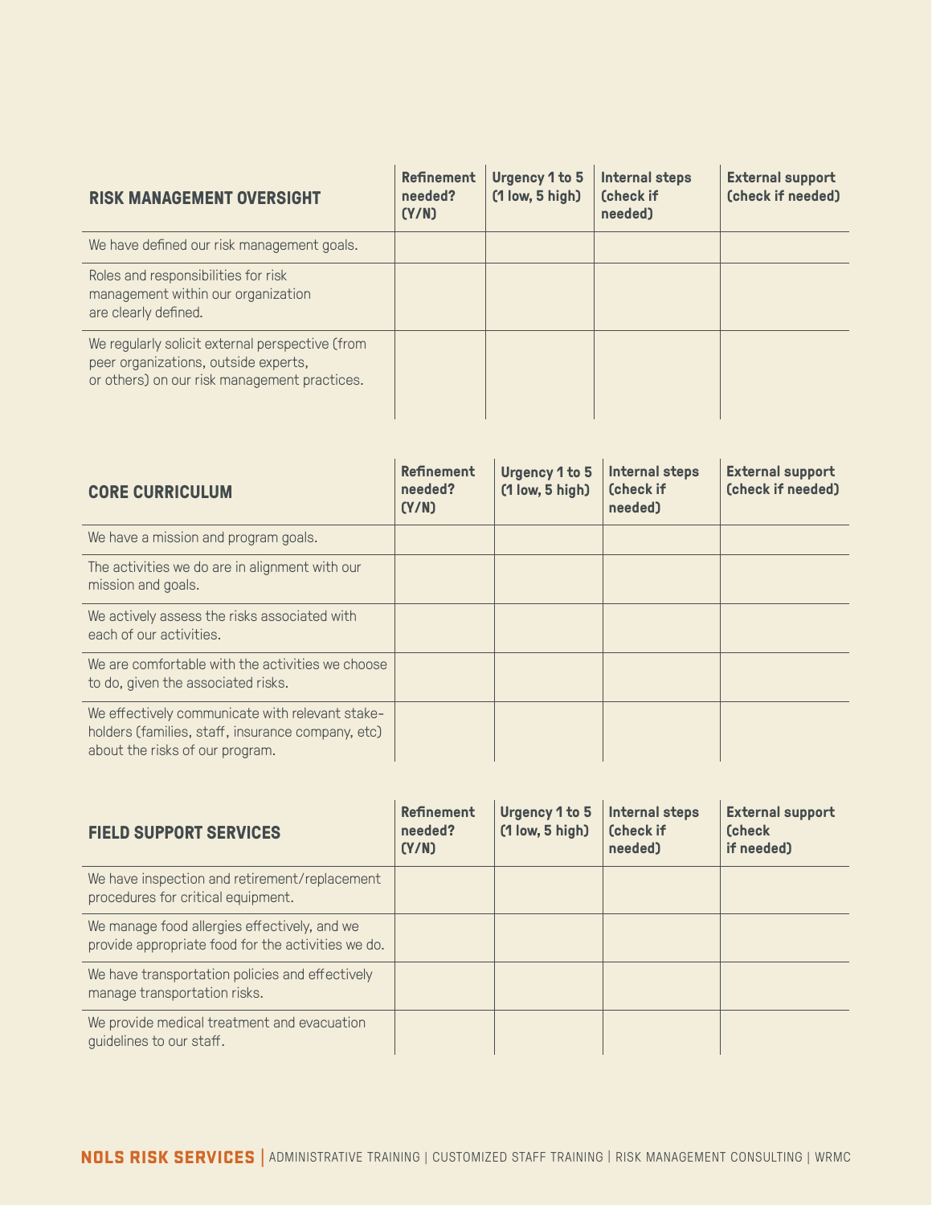| RISK MANAGEMENT OVERSIGHT | Refinement needed? (Y/N) | Urgency 1 to 5 (1 low, 5 high) | Internal steps (check if needed) | External support (check if needed) |
|---|---|---|---|---|
| We have defined our risk management goals. | | | | |
| Roles and responsibilities for risk management within our organization are clearly defined. | | | | |
| We regularly solicit external perspective (from peer organizations, outside experts, or others) on our risk management practices. | | | | |

| CORE CURRICULUM | Refinement needed? (Y/N) | Urgency 1 to 5 (1 low, 5 high) | Internal steps (check if needed) | External support (check if needed) |
|---|---|---|---|---|
| We have a mission and program goals. | | | | |
| The activities we do are in alignment with our mission and goals. | | | | |
| We actively assess the risks associated with each of our activities. | | | | |
| We are comfortable with the activities we choose to do, given the associated risks. | | | | |
| We effectively communicate with relevant stake-holders (families, staff, insurance company, etc) about the risks of our program. | | | | |

| FIELD SUPPORT SERVICES | Refinement needed? (Y/N) | Urgency 1 to 5 (1 low, 5 high) | Internal steps (check if needed) | External support (check if needed) |
|---|---|---|---|---|
| We have inspection and retirement/replacement procedures for critical equipment. | | | | |
| We manage food allergies effectively, and we provide appropriate food for the activities we do. | | | | |
| We have transportation policies and effectively manage transportation risks. | | | | |
| We provide medical treatment and evacuation guidelines to our staff. | | | | |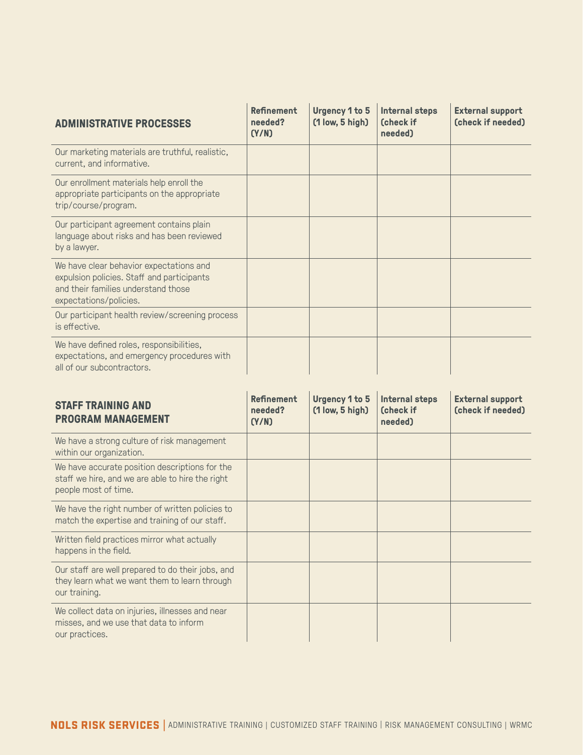| ADMINISTRATIVE PROCESSES | Refinement needed? (Y/N) | Urgency 1 to 5 (1 low, 5 high) | Internal steps (check if needed) | External support (check if needed) |
|---|---|---|---|---|
| Our marketing materials are truthful, realistic, current, and informative. | | | | |
| Our enrollment materials help enroll the appropriate participants on the appropriate trip/course/program. | | | | |
| Our participant agreement contains plain language about risks and has been reviewed by a lawyer. | | | | |
| We have clear behavior expectations and expulsion policies. Staff and participants and their families understand those expectations/policies. | | | | |
| Our participant health review/screening process is effective. | | | | |
| We have defined roles, responsibilities, expectations, and emergency procedures with all of our subcontractors. | | | | |

| STAFF TRAINING AND PROGRAM MANAGEMENT | Refinement needed? (Y/N) | Urgency 1 to 5 (1 low, 5 high) | Internal steps (check if needed) | External support (check if needed) |
|---|---|---|---|---|
| We have a strong culture of risk management within our organization. | | | | |
| We have accurate position descriptions for the staff we hire, and we are able to hire the right people most of time. | | | | |
| We have the right number of written policies to match the expertise and training of our staff. | | | | |
| Written field practices mirror what actually happens in the field. | | | | |
| Our staff are well prepared to do their jobs, and they learn what we want them to learn through our training. | | | | |
| We collect data on injuries, illnesses and near misses, and we use that data to inform our practices. | | | | |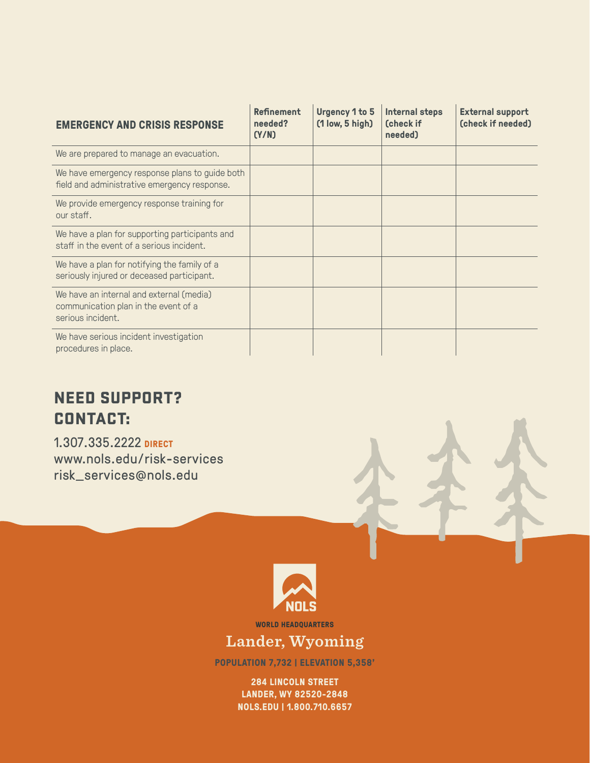| EMERGENCY AND CRISIS RESPONSE | Refinement needed? (Y/N) | Urgency 1 to 5 (1 low, 5 high) | Internal steps (check if needed) | External support (check if needed) |
|---|---|---|---|---|
| We are prepared to manage an evacuation. | | | | |
| We have emergency response plans to guide both field and administrative emergency response. | | | | |
| We provide emergency response training for our staff. | | | | |
| We have a plan for supporting participants and staff in the event of a serious incident. | | | | |
| We have a plan for notifying the family of a seriously injured or deceased participant. | | | | |
| We have an internal and external (media) communication plan in the event of a serious incident. | | | | |
| We have serious incident investigation procedures in place. | | | | |

## NEED SUPPORT? CONTACT:

1.307.335.2222 **DIRECT**
www.nols.edu/risk-services
risk_services@nols.edu

NOLS

**WORLD HEADQUARTERS**

Lander, Wyoming

**POPULATION 7,732 | ELEVATION 5,358'**

**284 LINCOLN STREET**
**LANDER, WY 82520-2848**
**NOLS.EDU | 1.800.710.6657**